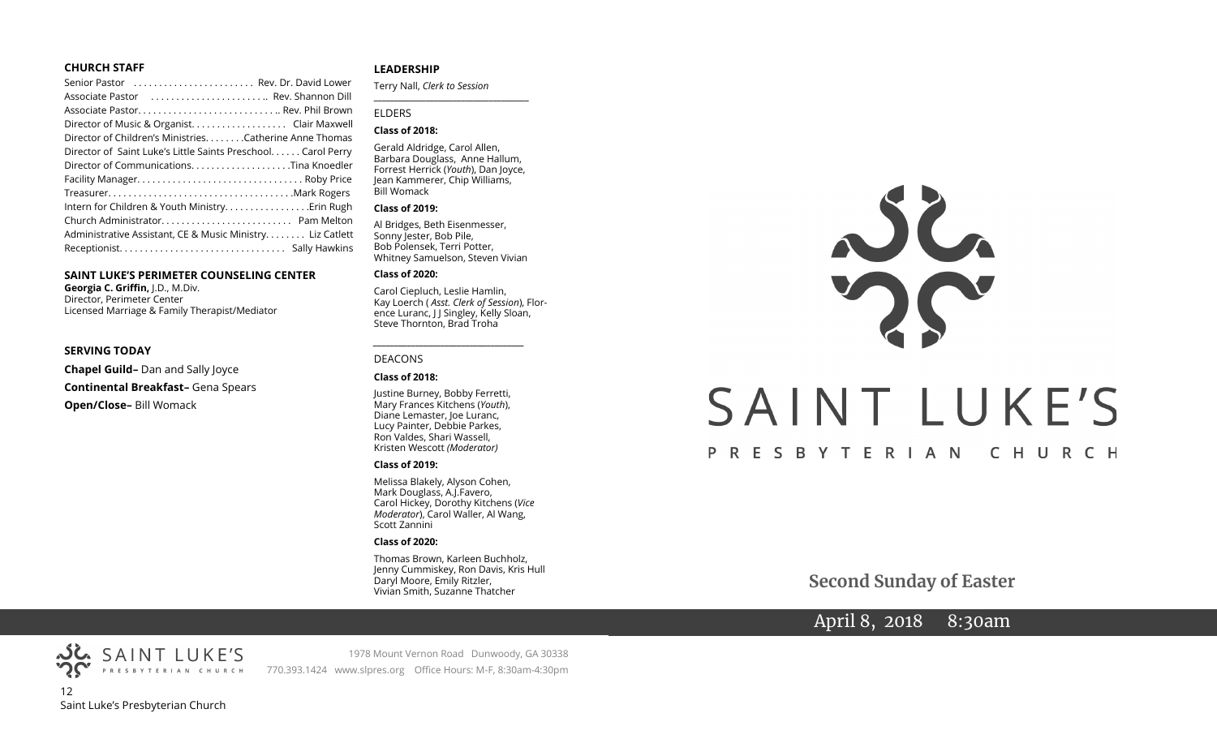**CHURCH STAFF**

Senior Pastor . . . . . . . . . . . . . . . . . . . . . . . Rev. Dr. David Lower
Associate Pastor . . . . . . . . . . . . . . . . . . . . . .. Rev. Shannon Dill
Associate Pastor. . . . . . . . . . . . . . . . . . . . . . . . . . .. Rev. Phil Brown
Director of Music & Organist. . . . . . . . . . . . . . . . . . Clair Maxwell
Director of Children's Ministries. . . . . . . .Catherine Anne Thomas
Director of Saint Luke's Little Saints Preschool. . . . . Carol Perry
Director of Communications. . . . . . . . . . . . . . . . . . .Tina Knoedler
Facility Manager. . . . . . . . . . . . . . . . . . . . . . . . . . . . . . . . Roby Price
Treasurer. . . . . . . . . . . . . . . . . . . . . . . . . . . . . . . . . . . .Mark Rogers
Intern for Children & Youth Ministry. . . . . . . . . . . . . . . .Erin Rugh
Church Administrator. . . . . . . . . . . . . . . . . . . . . . . . . Pam Melton
Administrative Assistant, CE & Music Ministry. . . . . . . Liz Catlett
Receptionist. . . . . . . . . . . . . . . . . . . . . . . . . . . . . . . . Sally Hawkins

**SAINT LUKE'S PERIMETER COUNSELING CENTER**

**Georgia C. Griffin,** J.D., M.Div.
Director, Perimeter Center
Licensed Marriage & Family Therapist/Mediator

**SERVING TODAY**

**Chapel Guild–** Dan and Sally Joyce

**Continental Breakfast–** Gena Spears

**Open/Close–** Bill Womack

**LEADERSHIP**

Terry Nall, *Clerk to Session*

ELDERS

**Class of 2018:**

Gerald Aldridge, Carol Allen, Barbara Douglass, Anne Hallum, Forrest Herrick (*Youth*), Dan Joyce, Jean Kammerer, Chip Williams, Bill Womack

**Class of 2019:**

Al Bridges, Beth Eisenmesser, Sonny Jester, Bob Pile, Bob Polensek, Terri Potter, Whitney Samuelson, Steven Vivian

**Class of 2020:**

Carol Ciepluch, Leslie Hamlin, Kay Loerch ( *Asst. Clerk of Session*), Florence Luranc, J J Singley, Kelly Sloan, Steve Thornton, Brad Troha

DEACONS

**Class of 2018:**

Justine Burney, Bobby Ferretti, Mary Frances Kitchens (*Youth*), Diane Lemaster, Joe Luranc, Lucy Painter, Debbie Parkes, Ron Valdes, Shari Wassell, Kristen Wescott *(Moderator)*

**Class of 2019:**

Melissa Blakely, Alyson Cohen, Mark Douglass, A.J.Favero, Carol Hickey, Dorothy Kitchens (*Vice Moderator*), Carol Waller, Al Wang, Scott Zannini

**Class of 2020:**

Thomas Brown, Karleen Buchholz, Jenny Cummiskey, Ron Davis, Kris Hull, Daryl Moore, Emily Ritzler, Vivian Smith, Suzanne Thatcher

# SAINT LUKE'S PRESBYTERIAN CHURCH

## Second Sunday of Easter

April 8, 2018 8:30am

SAINT LUKE'S PRESBYTERIAN CHURCH

1978 Mount Vernon Road Dunwoody, GA 30338
770.393.1424 www.slpres.org Office Hours: M-F, 8:30am-4:30pm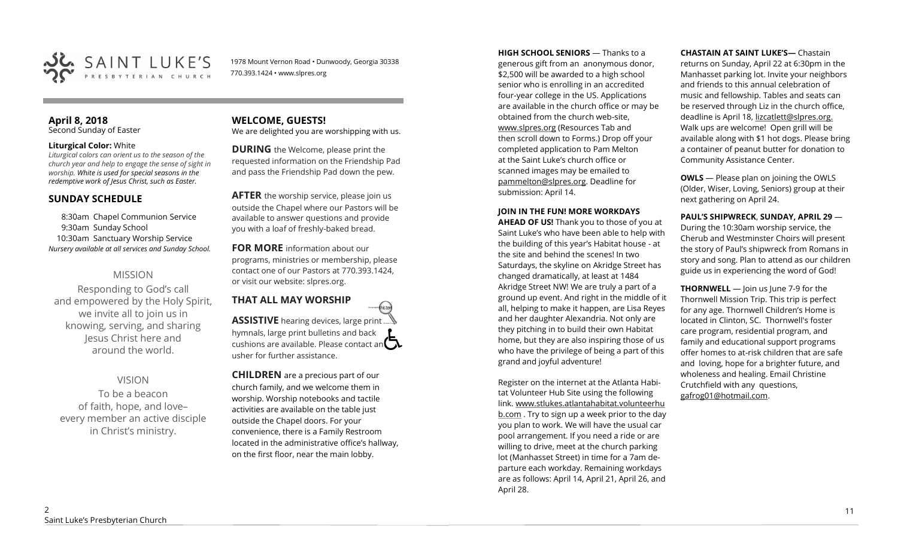SAINT LUKE'S PRESBYTERIAN CHURCH

1978 Mount Vernon Road • Dunwoody, Georgia 30338
770.393.1424 • www.slpres.org

**April 8, 2018**
Second Sunday of Easter

**Liturgical Color:** White
*Liturgical colors can orient us to the season of the church year and help to engage the sense of sight in worship. White is used for special seasons in the redemptive work of Jesus Christ, such as Easter.*

## SUNDAY SCHEDULE

8:30am Chapel Communion Service
9:30am Sunday School
10:30am Sanctuary Worship Service
*Nursery available at all services and Sunday School.*

### MISSION

Responding to God's call and empowered by the Holy Spirit, we invite all to join us in knowing, serving, and sharing Jesus Christ here and around the world.

### VISION

To be a beacon of faith, hope, and love– every member an active disciple in Christ's ministry.

## WELCOME, GUESTS!

We are delighted you are worshipping with us.

**DURING** the Welcome, please print the requested information on the Friendship Pad and pass the Friendship Pad down the pew.

**AFTER** the worship service, please join us outside the Chapel where our Pastors will be available to answer questions and provide you with a loaf of freshly-baked bread.

**FOR MORE** information about our programs, ministries or membership, please contact one of our Pastors at 770.393.1424, or visit our website: slpres.org.

## THAT ALL MAY WORSHIP

**ASSISTIVE** hearing devices, large print hymnals, large print bulletins and back cushions are available. Please contact an usher for further assistance.

**CHILDREN** are a precious part of our church family, and we welcome them in worship. Worship notebooks and tactile activities are available on the table just outside the Chapel doors. For your convenience, there is a Family Restroom located in the administrative office's hallway, on the first floor, near the main lobby.

**HIGH SCHOOL SENIORS** — Thanks to a generous gift from an anonymous donor, $2,500 will be awarded to a high school senior who is enrolling in an accredited four-year college in the US. Applications are available in the church office or may be obtained from the church web-site, www.slpres.org (Resources Tab and then scroll down to Forms.) Drop off your completed application to Pam Melton at the Saint Luke's church office or scanned images may be emailed to pammelton@slpres.org. Deadline for submission: April 14.

**JOIN IN THE FUN! MORE WORKDAYS AHEAD OF US!** Thank you to those of you at Saint Luke's who have been able to help with the building of this year's Habitat house - at the site and behind the scenes! In two Saturdays, the skyline on Akridge Street has changed dramatically, at least at 1484 Akridge Street NW! We are truly a part of a ground up event. And right in the middle of it all, helping to make it happen, are Lisa Reyes and her daughter Alexandria. Not only are they pitching in to build their own Habitat home, but they are also inspiring those of us who have the privilege of being a part of this grand and joyful adventure!

Register on the internet at the Atlanta Habitat Volunteer Hub Site using the following link. www.stlukes.atlantahabitat.volunteerhub.com . Try to sign up a week prior to the day you plan to work. We will have the usual car pool arrangement. If you need a ride or are willing to drive, meet at the church parking lot (Manhasset Street) in time for a 7am departure each workday. Remaining workdays are as follows: April 14, April 21, April 26, and April 28.

**CHASTAIN AT SAINT LUKE'S—** Chastain returns on Sunday, April 22 at 6:30pm in the Manhasset parking lot. Invite your neighbors and friends to this annual celebration of music and fellowship. Tables and seats can be reserved through Liz in the church office, deadline is April 18, lizcatlett@slpres.org. Walk ups are welcome! Open grill will be available along with $1 hot dogs. Please bring a container of peanut butter for donation to Community Assistance Center.

**OWLS** — Please plan on joining the OWLS (Older, Wiser, Loving, Seniors) group at their next gathering on April 24.

**PAUL'S SHIPWRECK**, **SUNDAY, APRIL 29** — During the 10:30am worship service, the Cherub and Westminster Choirs will present the story of Paul's shipwreck from Romans in story and song. Plan to attend as our children guide us in experiencing the word of God!

**THORNWELL** — Join us June 7-9 for the Thornwell Mission Trip. This trip is perfect for any age. Thornwell Children's Home is located in Clinton, SC. Thornwell's foster care program, residential program, and family and educational support programs offer homes to at-risk children that are safe and loving, hope for a brighter future, and wholeness and healing. Email Christine Crutchfield with any questions, gafrog01@hotmail.com.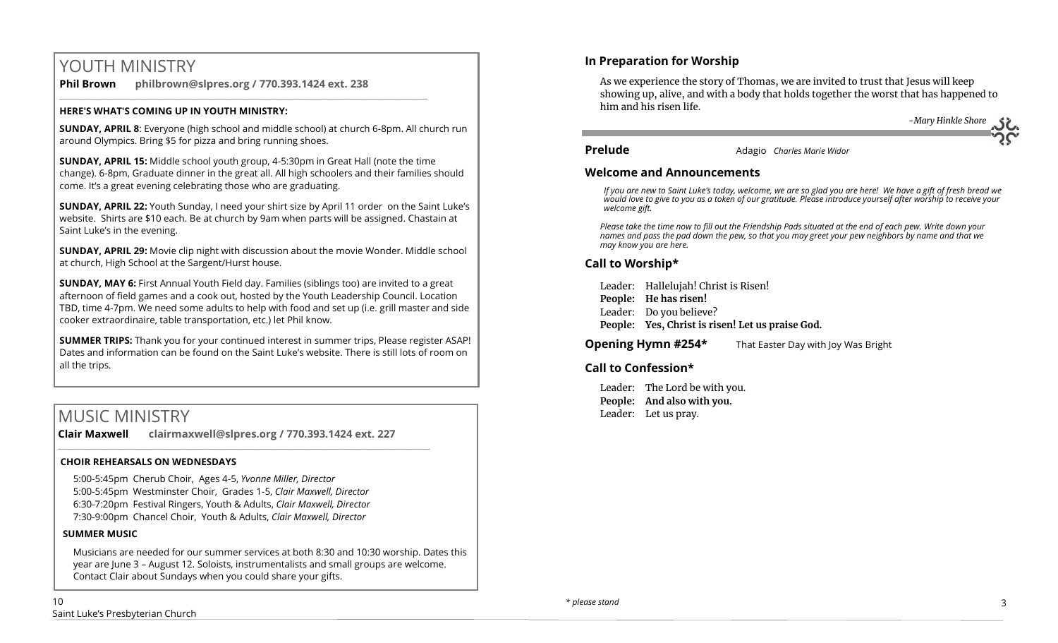# YOUTH MINISTRY

**Phil Brown** **philbrown@slpres.org / 770.393.1424 ext. 238**

**HERE'S WHAT'S COMING UP IN YOUTH MINISTRY:**

**SUNDAY, APRIL 8**: Everyone (high school and middle school) at church 6-8pm. All church run around Olympics. Bring $5 for pizza and bring running shoes.

**SUNDAY, APRIL 15:** Middle school youth group, 4-5:30pm in Great Hall (note the time change). 6-8pm, Graduate dinner in the great all. All high schoolers and their families should come. It's a great evening celebrating those who are graduating.

**SUNDAY, APRIL 22:** Youth Sunday, I need your shirt size by April 11 order on the Saint Luke's website. Shirts are $10 each. Be at church by 9am when parts will be assigned. Chastain at Saint Luke's in the evening.

**SUNDAY, APRIL 29:** Movie clip night with discussion about the movie Wonder. Middle school at church, High School at the Sargent/Hurst house.

**SUNDAY, MAY 6:** First Annual Youth Field day. Families (siblings too) are invited to a great afternoon of field games and a cook out, hosted by the Youth Leadership Council. Location TBD, time 4-7pm. We need some adults to help with food and set up (i.e. grill master and side cooker extraordinaire, table transportation, etc.) let Phil know.

**SUMMER TRIPS:** Thank you for your continued interest in summer trips, Please register ASAP! Dates and information can be found on the Saint Luke's website. There is still lots of room on all the trips.

# MUSIC MINISTRY

**Clair Maxwell** **clairmaxwell@slpres.org / 770.393.1424 ext. 227**

**CHOIR REHEARSALS ON WEDNESDAYS**

5:00-5:45pm Cherub Choir, Ages 4-5, *Yvonne Miller, Director*
5:00-5:45pm Westminster Choir, Grades 1-5, *Clair Maxwell, Director*
6:30-7:20pm Festival Ringers, Youth & Adults, *Clair Maxwell, Director*
7:30-9:00pm Chancel Choir, Youth & Adults, *Clair Maxwell, Director*

**SUMMER MUSIC**

Musicians are needed for our summer services at both 8:30 and 10:30 worship. Dates this year are June 3 – August 12. Soloists, instrumentalists and small groups are welcome. Contact Clair about Sundays when you could share your gifts.

## In Preparation for Worship

As we experience the story of Thomas, we are invited to trust that Jesus will keep showing up, alive, and with a body that holds together the worst that has happened to him and his risen life.

*-Mary Hinkle Shore*

**Prelude** Adagio *Charles Marie Widor*

## Welcome and Announcements

*If you are new to Saint Luke's today, welcome, we are so glad you are here! We have a gift of fresh bread we would love to give to you as a token of our gratitude. Please introduce yourself after worship to receive your welcome gift.*

*Please take the time now to fill out the Friendship Pads situated at the end of each pew. Write down your names and pass the pad down the pew, so that you may greet your pew neighbors by name and that we may know you are here.*

## Call to Worship*

Leader: Hallelujah! Christ is Risen!
**People: He has risen!**
Leader: Do you believe?
**People: Yes, Christ is risen! Let us praise God.**

**Opening Hymn #254*** That Easter Day with Joy Was Bright

## Call to Confession*

Leader: The Lord be with you.
**People: And also with you.**
Leader: Let us pray.

*\* please stand*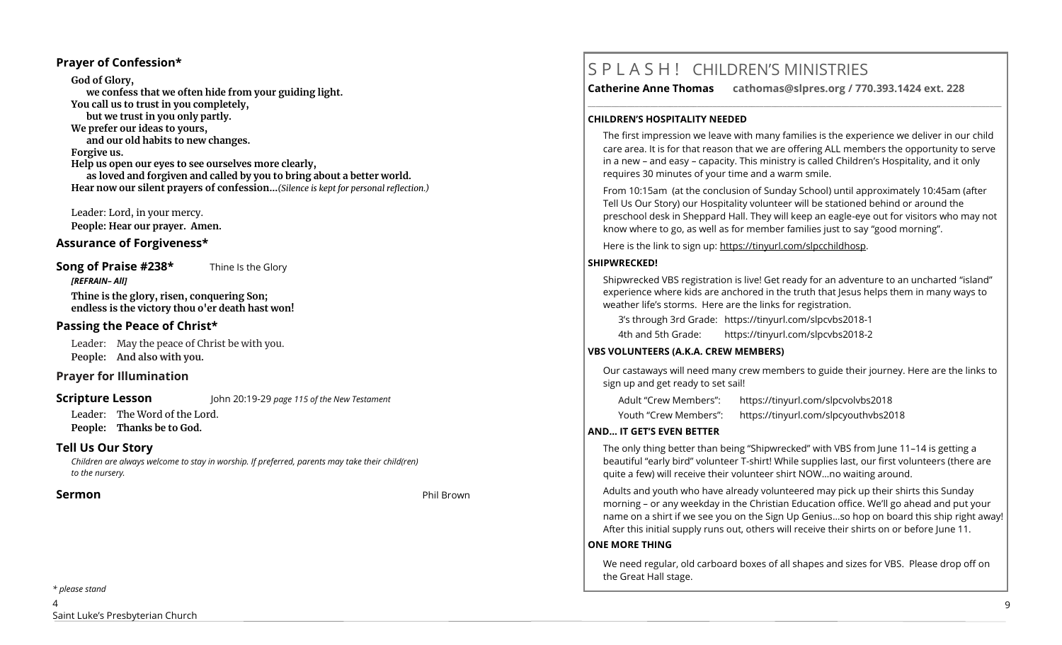## Prayer of Confession*

**God of Glory,**
**we confess that we often hide from your guiding light.**
**You call us to trust in you completely,**
**but we trust in you only partly.**
**We prefer our ideas to yours,**
**and our old habits to new changes.**
**Forgive us.**
**Help us open our eyes to see ourselves more clearly,**
**as loved and forgiven and called by you to bring about a better world.**
**Hear now our silent prayers of confession…***(Silence is kept for personal reflection.)*

Leader: Lord, in your mercy.
**People: Hear our prayer. Amen.**

## Assurance of Forgiveness*

## Song of Praise #238* Thine Is the Glory

***[REFRAIN– All]***

**Thine is the glory, risen, conquering Son;**
**endless is the victory thou o'er death hast won!**

## Passing the Peace of Christ*

Leader: May the peace of Christ be with you.
**People: And also with you.**

## Prayer for Illumination

## Scripture Lesson John 20:19-29 *page 115 of the New Testament*

Leader: The Word of the Lord.
**People: Thanks be to God.**

## Tell Us Our Story

*Children are always welcome to stay in worship. If preferred, parents may take their child(ren) to the nursery.*

## Sermon Phil Brown

*\* please stand*

# S P L A S H ! CHILDREN'S MINISTRIES

**Catherine Anne Thomas cathomas@slpres.org / 770.393.1424 ext. 228**

### CHILDREN'S HOSPITALITY NEEDED

The first impression we leave with many families is the experience we deliver in our child care area. It is for that reason that we are offering ALL members the opportunity to serve in a new – and easy – capacity. This ministry is called Children's Hospitality, and it only requires 30 minutes of your time and a warm smile.

From 10:15am (at the conclusion of Sunday School) until approximately 10:45am (after Tell Us Our Story) our Hospitality volunteer will be stationed behind or around the preschool desk in Sheppard Hall. They will keep an eagle-eye out for visitors who may not know where to go, as well as for member families just to say "good morning".

Here is the link to sign up: https://tinyurl.com/slpcchildhosp.

### SHIPWRECKED!

Shipwrecked VBS registration is live! Get ready for an adventure to an uncharted "island" experience where kids are anchored in the truth that Jesus helps them in many ways to weather life's storms. Here are the links for registration.

3's through 3rd Grade: https://tinyurl.com/slpcvbs2018-1
4th and 5th Grade: https://tinyurl.com/slpcvbs2018-2

### VBS VOLUNTEERS (A.K.A. CREW MEMBERS)

Our castaways will need many crew members to guide their journey. Here are the links to sign up and get ready to set sail!

Adult "Crew Members": https://tinyurl.com/slpcvolvbs2018
Youth "Crew Members": https://tinyurl.com/slpcyouthvbs2018

### AND… IT GET'S EVEN BETTER

The only thing better than being "Shipwrecked" with VBS from June 11–14 is getting a beautiful "early bird" volunteer T-shirt! While supplies last, our first volunteers (there are quite a few) will receive their volunteer shirt NOW…no waiting around.

Adults and youth who have already volunteered may pick up their shirts this Sunday morning – or any weekday in the Christian Education office. We'll go ahead and put your name on a shirt if we see you on the Sign Up Genius…so hop on board this ship right away! After this initial supply runs out, others will receive their shirts on or before June 11.

### ONE MORE THING

We need regular, old carboard boxes of all shapes and sizes for VBS. Please drop off on the Great Hall stage.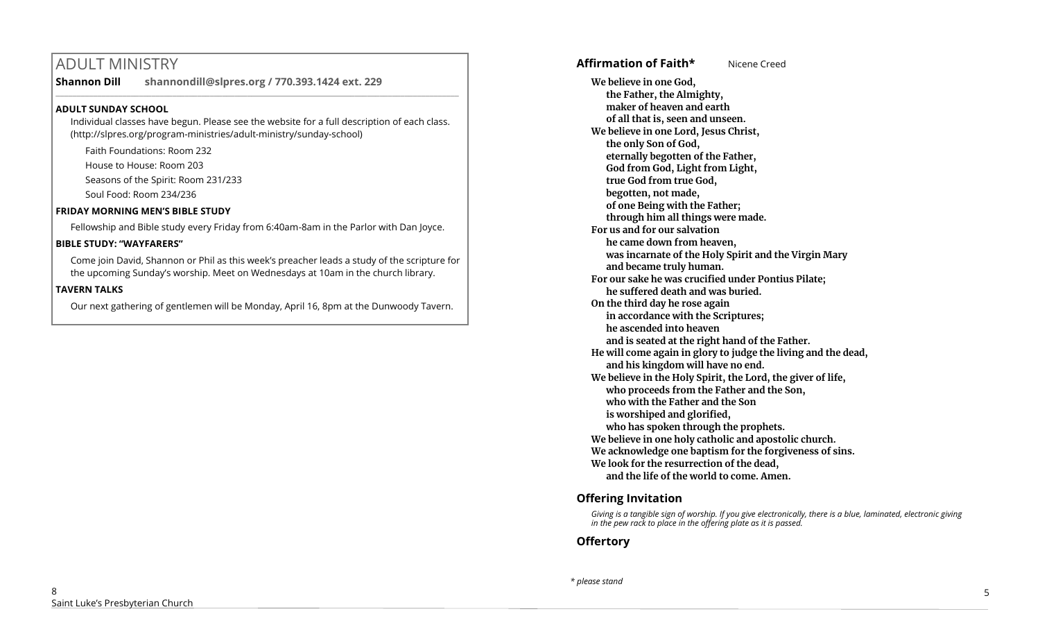# ADULT MINISTRY

**Shannon Dill** **shannondill@slpres.org / 770.393.1424 ext. 229**

---

**ADULT SUNDAY SCHOOL**

Individual classes have begun. Please see the website for a full description of each class. (http://slpres.org/program-ministries/adult-ministry/sunday-school)

Faith Foundations: Room 232

House to House: Room 203

Seasons of the Spirit: Room 231/233

Soul Food: Room 234/236

**FRIDAY MORNING MEN'S BIBLE STUDY**

Fellowship and Bible study every Friday from 6:40am-8am in the Parlor with Dan Joyce.

**BIBLE STUDY: "WAYFARERS"**

Come join David, Shannon or Phil as this week's preacher leads a study of the scripture for the upcoming Sunday's worship. Meet on Wednesdays at 10am in the church library.

**TAVERN TALKS**

Our next gathering of gentlemen will be Monday, April 16, 8pm at the Dunwoody Tavern.

## Affirmation of Faith* Nicene Creed

**We believe in one God,**
**the Father, the Almighty,**
**maker of heaven and earth**
**of all that is, seen and unseen.**
**We believe in one Lord, Jesus Christ,**
**the only Son of God,**
**eternally begotten of the Father,**
**God from God, Light from Light,**
**true God from true God,**
**begotten, not made,**
**of one Being with the Father;**
**through him all things were made.**
**For us and for our salvation**
**he came down from heaven,**
**was incarnate of the Holy Spirit and the Virgin Mary**
**and became truly human.**
**For our sake he was crucified under Pontius Pilate;**
**he suffered death and was buried.**
**On the third day he rose again**
**in accordance with the Scriptures;**
**he ascended into heaven**
**and is seated at the right hand of the Father.**
**He will come again in glory to judge the living and the dead,**
**and his kingdom will have no end.**
**We believe in the Holy Spirit, the Lord, the giver of life,**
**who proceeds from the Father and the Son,**
**who with the Father and the Son**
**is worshiped and glorified,**
**who has spoken through the prophets.**
**We believe in one holy catholic and apostolic church.**
**We acknowledge one baptism for the forgiveness of sins.**
**We look for the resurrection of the dead,**
**and the life of the world to come. Amen.**

## Offering Invitation

*Giving is a tangible sign of worship. If you give electronically, there is a blue, laminated, electronic giving in the pew rack to place in the offering plate as it is passed.*

## Offertory

*\* please stand*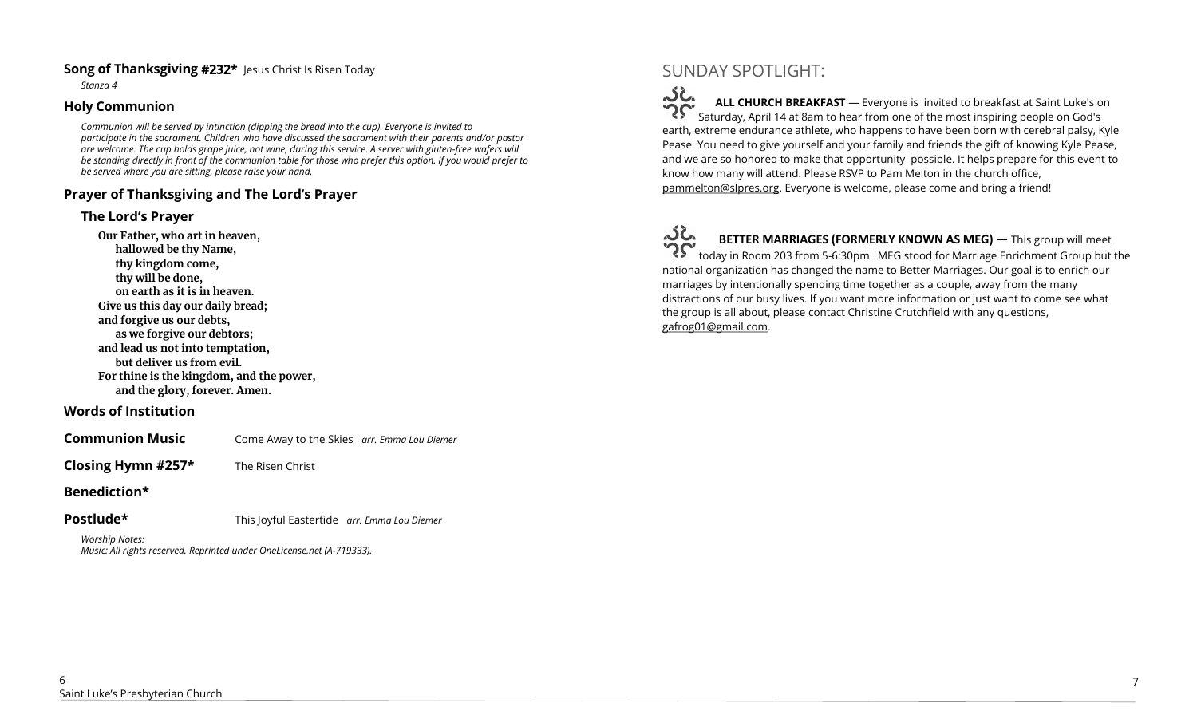**Song of Thanksgiving #232*** Jesus Christ Is Risen Today

*Stanza 4*

### Holy Communion

*Communion will be served by intinction (dipping the bread into the cup). Everyone is invited to participate in the sacrament. Children who have discussed the sacrament with their parents and/or pastor are welcome. The cup holds grape juice, not wine, during this service. A server with gluten-free wafers will be standing directly in front of the communion table for those who prefer this option. If you would prefer to be served where you are sitting, please raise your hand.*

### Prayer of Thanksgiving and The Lord's Prayer

#### The Lord's Prayer

**Our Father, who art in heaven,**
**hallowed be thy Name,**
**thy kingdom come,**
**thy will be done,**
**on earth as it is in heaven.**
**Give us this day our daily bread;**
**and forgive us our debts,**
**as we forgive our debtors;**
**and lead us not into temptation,**
**but deliver us from evil.**
**For thine is the kingdom, and the power,**
**and the glory, forever. Amen.**

### Words of Institution

**Communion Music** Come Away to the Skies *arr. Emma Lou Diemer*

**Closing Hymn #257*** The Risen Christ

**Benediction***

**Postlude*** This Joyful Eastertide *arr. Emma Lou Diemer*

*Worship Notes:*
*Music: All rights reserved. Reprinted under OneLicense.net (A-719333).*

## SUNDAY SPOTLIGHT:

**ALL CHURCH BREAKFAST** — Everyone is invited to breakfast at Saint Luke's on Saturday, April 14 at 8am to hear from one of the most inspiring people on God's earth, extreme endurance athlete, who happens to have been born with cerebral palsy, Kyle Pease. You need to give yourself and your family and friends the gift of knowing Kyle Pease, and we are so honored to make that opportunity possible. It helps prepare for this event to know how many will attend. Please RSVP to Pam Melton in the church office, pammelton@slpres.org. Everyone is welcome, please come and bring a friend!

**BETTER MARRIAGES (FORMERLY KNOWN AS MEG)** — This group will meet today in Room 203 from 5-6:30pm. MEG stood for Marriage Enrichment Group but the national organization has changed the name to Better Marriages. Our goal is to enrich our marriages by intentionally spending time together as a couple, away from the many distractions of our busy lives. If you want more information or just want to come see what the group is all about, please contact Christine Crutchfield with any questions, gafrog01@gmail.com.